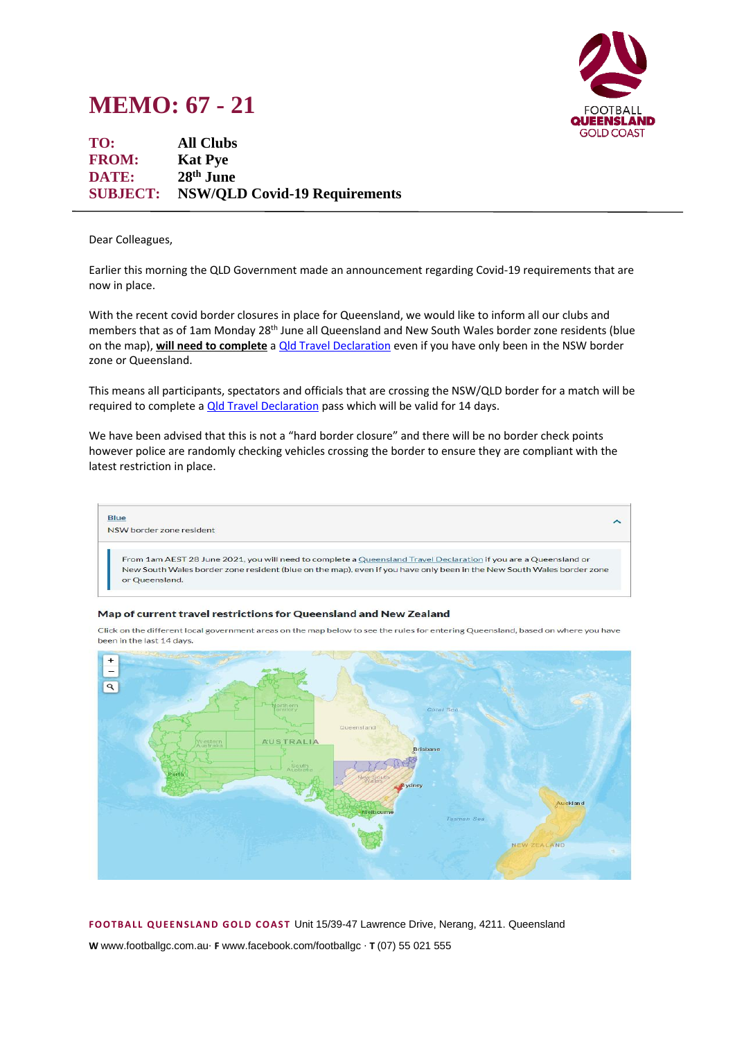# MEMO: 67 - 21

**TO:** All Clubs
**FROM:** Kat Pye
**DATE:** 28th June
**SUBJECT:** NSW/QLD Covid-19 Requirements

---

Dear Colleagues,

Earlier this morning the QLD Government made an announcement regarding Covid-19 requirements that are now in place.

With the recent covid border closures in place for Queensland, we would like to inform all our clubs and members that as of 1am Monday 28th June all Queensland and New South Wales border zone residents (blue on the map), **will need to complete** a Qld Travel Declaration even if you have only been in the NSW border zone or Queensland.

This means all participants, spectators and officials that are crossing the NSW/QLD border for a match will be required to complete a Qld Travel Declaration pass which will be valid for 14 days.

We have been advised that this is not a "hard border closure" and there will be no border check points however police are randomly checking vehicles crossing the border to ensure they are compliant with the latest restriction in place.

Blue
NSW border zone resident

From 1am AEST 28 June 2021, you will need to complete a Queensland Travel Declaration if you are a Queensland or New South Wales border zone resident (blue on the map), even if you have only been in the New South Wales border zone or Queensland.

**Map of current travel restrictions for Queensland and New Zealand**

Click on the different local government areas on the map below to see the rules for entering Queensland, based on where you have been in the last 14 days.

**FOOTBALL QUEENSLAND GOLD COAST** Unit 15/39-47 Lawrence Drive, Nerang, 4211. Queensland

**W** www.footballgc.com.au· **F** www.facebook.com/footballgc · **T** (07) 55 021 555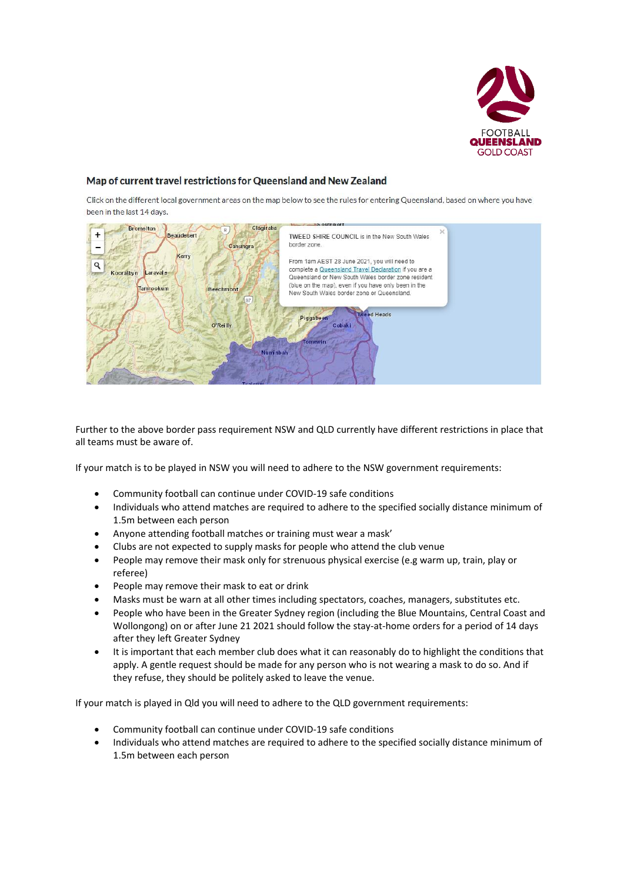## Map of current travel restrictions for Queensland and New Zealand

Click on the different local government areas on the map below to see the rules for entering Queensland, based on where you have been in the last 14 days.

Further to the above border pass requirement NSW and QLD currently have different restrictions in place that all teams must be aware of.

If your match is to be played in NSW you will need to adhere to the NSW government requirements:

- Community football can continue under COVID-19 safe conditions
- Individuals who attend matches are required to adhere to the specified socially distance minimum of 1.5m between each person
- Anyone attending football matches or training must wear a mask'
- Clubs are not expected to supply masks for people who attend the club venue
- People may remove their mask only for strenuous physical exercise (e.g warm up, train, play or referee)
- People may remove their mask to eat or drink
- Masks must be warn at all other times including spectators, coaches, managers, substitutes etc.
- People who have been in the Greater Sydney region (including the Blue Mountains, Central Coast and Wollongong) on or after June 21 2021 should follow the stay-at-home orders for a period of 14 days after they left Greater Sydney
- It is important that each member club does what it can reasonably do to highlight the conditions that apply. A gentle request should be made for any person who is not wearing a mask to do so. And if they refuse, they should be politely asked to leave the venue.

If your match is played in Qld you will need to adhere to the QLD government requirements:

- Community football can continue under COVID-19 safe conditions
- Individuals who attend matches are required to adhere to the specified socially distance minimum of 1.5m between each person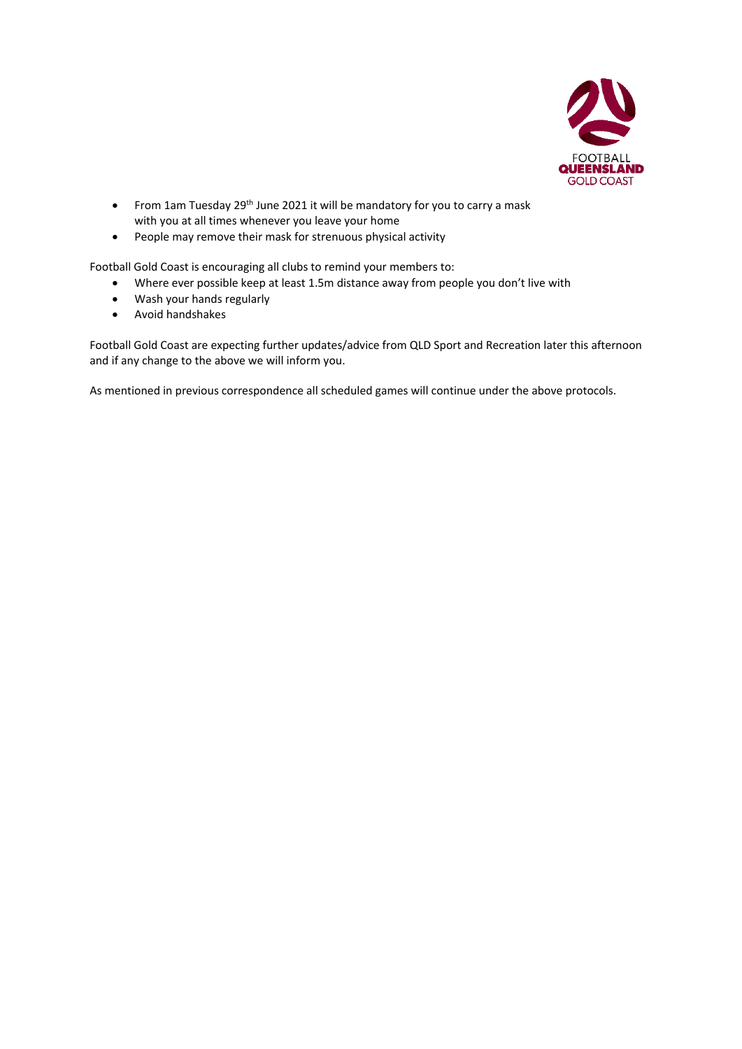FOOTBALL
**QUEENSLAND**
GOLD COAST

- From 1am Tuesday 29th June 2021 it will be mandatory for you to carry a mask with you at all times whenever you leave your home
- People may remove their mask for strenuous physical activity

Football Gold Coast is encouraging all clubs to remind your members to:

- Where ever possible keep at least 1.5m distance away from people you don't live with
- Wash your hands regularly
- Avoid handshakes

Football Gold Coast are expecting further updates/advice from QLD Sport and Recreation later this afternoon and if any change to the above we will inform you.

As mentioned in previous correspondence all scheduled games will continue under the above protocols.